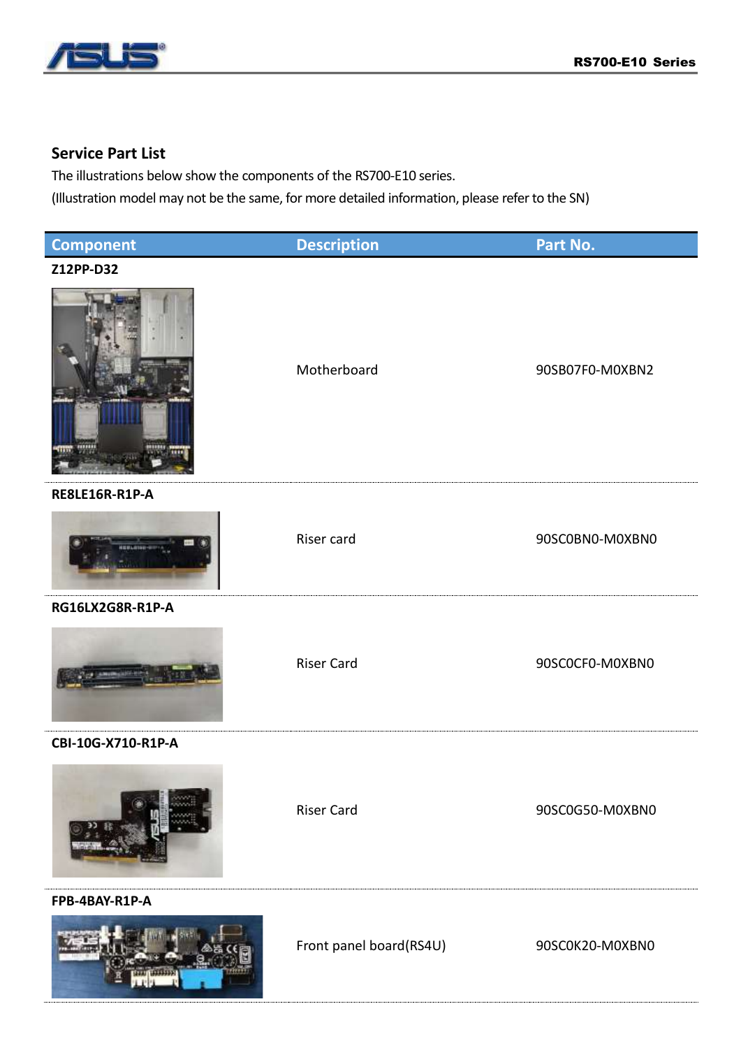## Service Part List

The illustrations below show the components of the RS700-E10 series.

(Illustration model may not be the same, for more detailed information, please refer to the SN)

| Component | Description | Part No. |
|---|---|---|
| **Z12PP-D32** | Motherboard | 90SB07F0-M0XBN2 |
| **RE8LE16R-R1P-A** | Riser card | 90SC0BN0-M0XBN0 |
| **RG16LX2G8R-R1P-A** | Riser Card | 90SC0CF0-M0XBN0 |
| **CBI-10G-X710-R1P-A** | Riser Card | 90SC0G50-M0XBN0 |
| **FPB-4BAY-R1P-A** | Front panel board(RS4U) | 90SC0K20-M0XBN0 |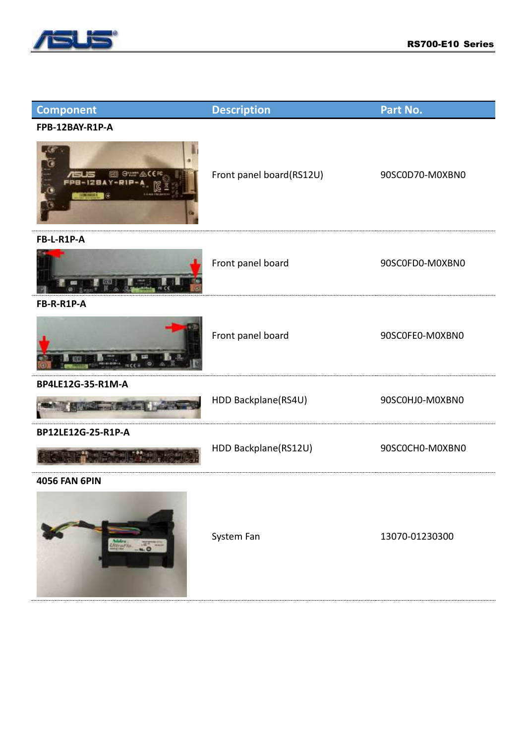| Component | Description | Part No. |
|---|---|---|
| **FPB-12BAY-R1P-A** | Front panel board(RS12U) | 90SC0D70-M0XBN0 |
| **FB-L-R1P-A** | Front panel board | 90SC0FD0-M0XBN0 |
| **FB-R-R1P-A** | Front panel board | 90SC0FE0-M0XBN0 |
| **BP4LE12G-35-R1M-A** | HDD Backplane(RS4U) | 90SC0HJ0-M0XBN0 |
| **BP12LE12G-25-R1P-A** | HDD Backplane(RS12U) | 90SC0CH0-M0XBN0 |
| **4056 FAN 6PIN** | System Fan | 13070-01230300 |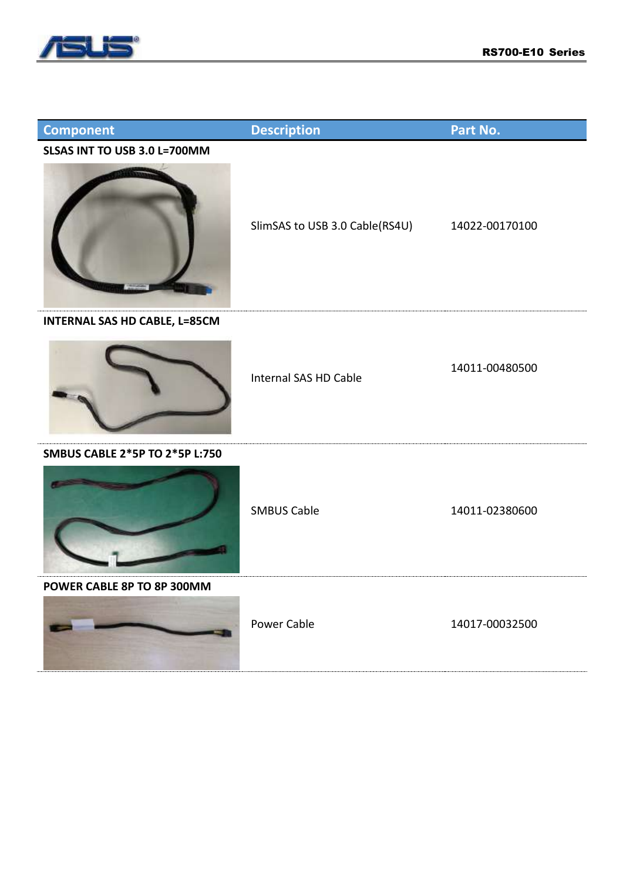| Component | Description | Part No. |
|---|---|---|
| SLSAS INT TO USB 3.0 L=700MM | SlimSAS to USB 3.0 Cable(RS4U) | 14022-00170100 |
| INTERNAL SAS HD CABLE, L=85CM | Internal SAS HD Cable | 14011-00480500 |
| SMBUS CABLE 2*5P TO 2*5P L:750 | SMBUS Cable | 14011-02380600 |
| POWER CABLE 8P TO 8P 300MM | Power Cable | 14017-00032500 |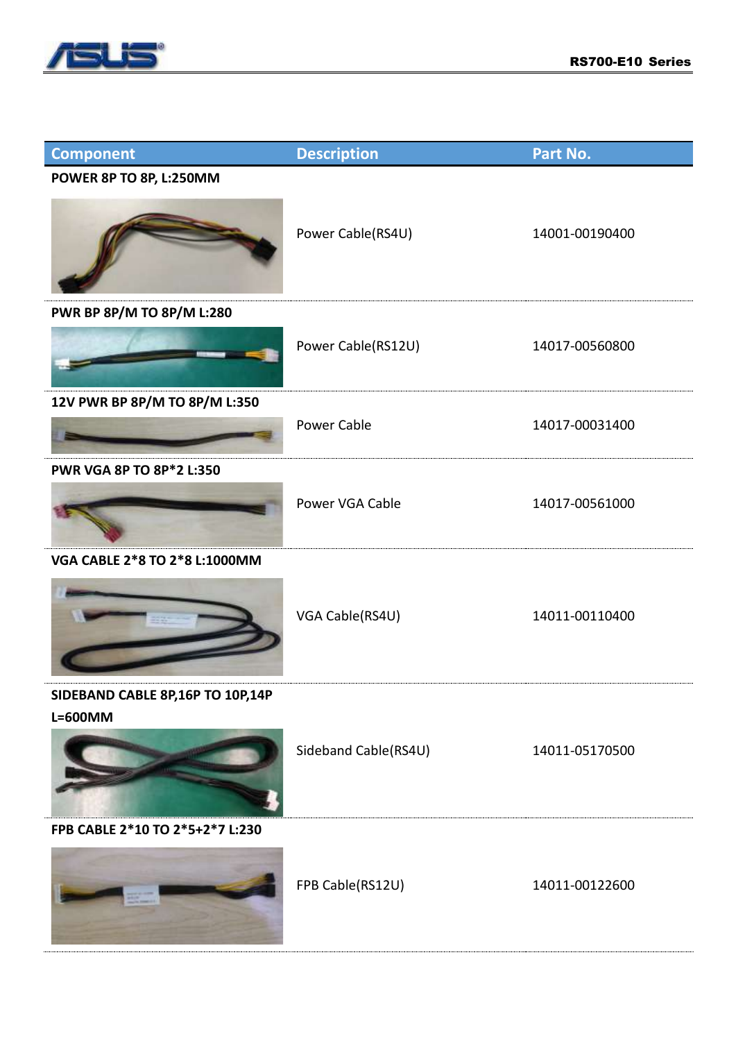| Component | Description | Part No. |
|---|---|---|
| **POWER 8P TO 8P, L:250MM** | Power Cable(RS4U) | 14001-00190400 |
| **PWR BP 8P/M TO 8P/M L:280** | Power Cable(RS12U) | 14017-00560800 |
| **12V PWR BP 8P/M TO 8P/M L:350** | Power Cable | 14017-00031400 |
| **PWR VGA 8P TO 8P*2 L:350** | Power VGA Cable | 14017-00561000 |
| **VGA CABLE 2*8 TO 2*8 L:1000MM** | VGA Cable(RS4U) | 14011-00110400 |
| **SIDEBAND CABLE 8P,16P TO 10P,14P L=600MM** | Sideband Cable(RS4U) | 14011-05170500 |
| **FPB CABLE 2*10 TO 2*5+2*7 L:230** | FPB Cable(RS12U) | 14011-00122600 |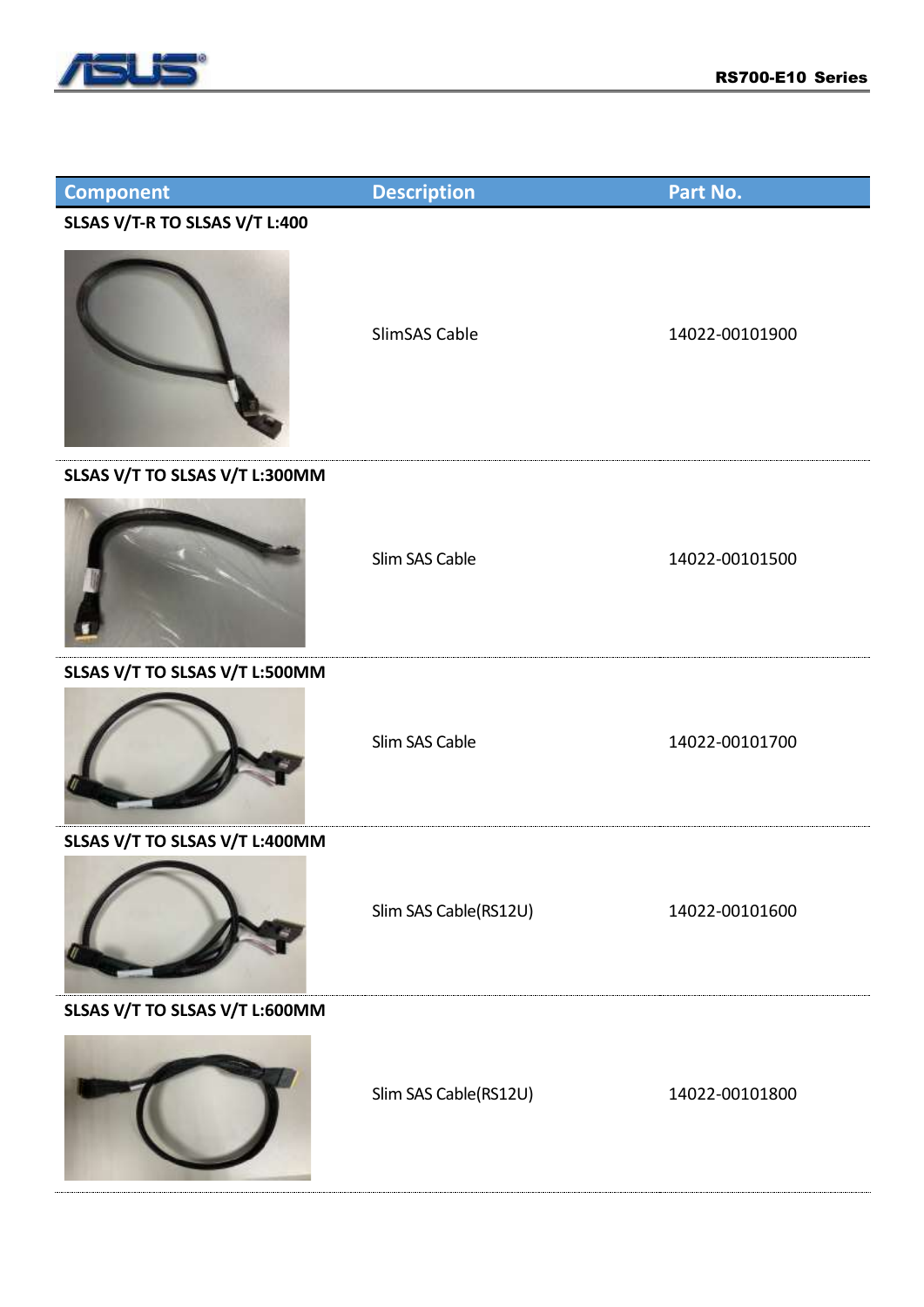| Component | Description | Part No. |
|---|---|---|
| **SLSAS V/T-R TO SLSAS V/T L:400** | SlimSAS Cable | 14022-00101900 |
| **SLSAS V/T TO SLSAS V/T L:300MM** | Slim SAS Cable | 14022-00101500 |
| **SLSAS V/T TO SLSAS V/T L:500MM** | Slim SAS Cable | 14022-00101700 |
| **SLSAS V/T TO SLSAS V/T L:400MM** | Slim SAS Cable(RS12U) | 14022-00101600 |
| **SLSAS V/T TO SLSAS V/T L:600MM** | Slim SAS Cable(RS12U) | 14022-00101800 |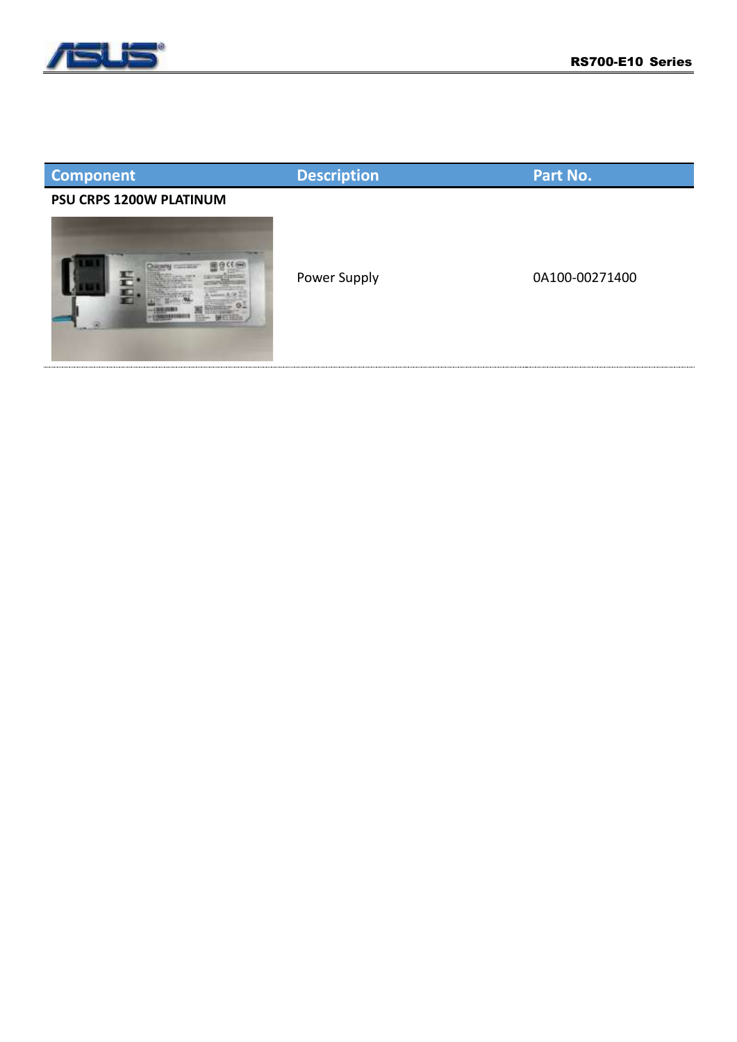| Component | Description | Part No. |
|---|---|---|
| **PSU CRPS 1200W PLATINUM** | | |
| | Power Supply | 0A100-00271400 |